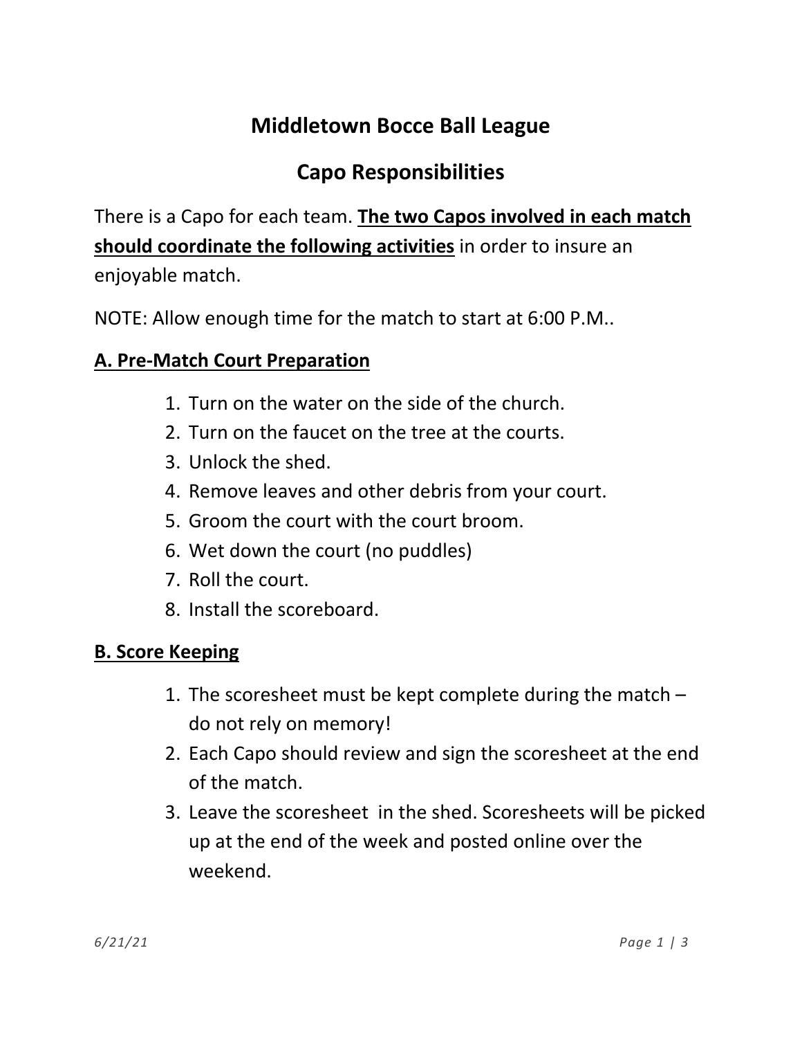# Middletown Bocce Ball League

## Capo Responsibilities

There is a Capo for each team. **<u>The two Capos involved in each match should coordinate the following activities</u>** in order to insure an enjoyable match.

NOTE: Allow enough time for the match to start at 6:00 P.M..

### <u>A. Pre-Match Court Preparation</u>

1. Turn on the water on the side of the church.
2. Turn on the faucet on the tree at the courts.
3. Unlock the shed.
4. Remove leaves and other debris from your court.
5. Groom the court with the court broom.
6. Wet down the court (no puddles)
7. Roll the court.
8. Install the scoreboard.

### <u>B. Score Keeping</u>

1. The scoresheet must be kept complete during the match – do not rely on memory!
2. Each Capo should review and sign the scoresheet at the end of the match.
3. Leave the scoresheet in the shed. Scoresheets will be picked up at the end of the week and posted online over the weekend.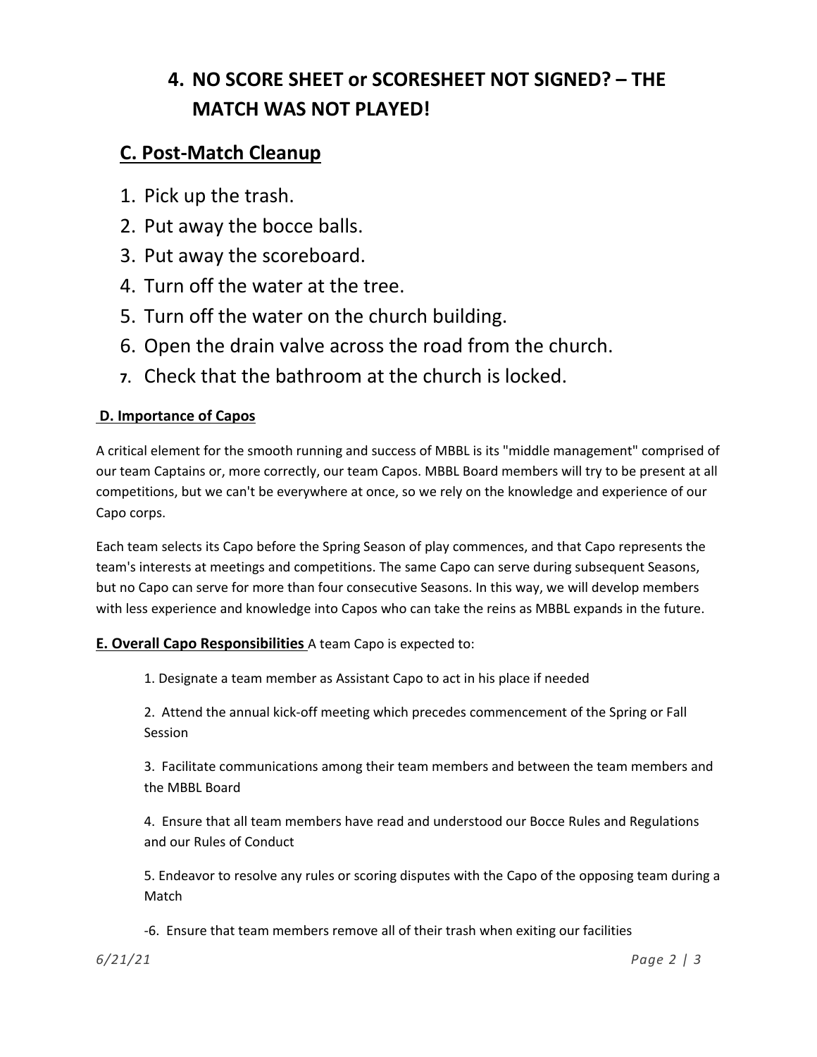4. **NO SCORE SHEET or SCORESHEET NOT SIGNED? – THE MATCH WAS NOT PLAYED!**

## C. Post-Match Cleanup

1. Pick up the trash.
2. Put away the bocce balls.
3. Put away the scoreboard.
4. Turn off the water at the tree.
5. Turn off the water on the church building.
6. Open the drain valve across the road from the church.
7. Check that the bathroom at the church is locked.

### D. Importance of Capos

A critical element for the smooth running and success of MBBL is its "middle management" comprised of our team Captains or, more correctly, our team Capos. MBBL Board members will try to be present at all competitions, but we can't be everywhere at once, so we rely on the knowledge and experience of our Capo corps.

Each team selects its Capo before the Spring Season of play commences, and that Capo represents the team's interests at meetings and competitions. The same Capo can serve during subsequent Seasons, but no Capo can serve for more than four consecutive Seasons. In this way, we will develop members with less experience and knowledge into Capos who can take the reins as MBBL expands in the future.

**E. Overall Capo Responsibilities** A team Capo is expected to:

1. Designate a team member as Assistant Capo to act in his place if needed

2. Attend the annual kick-off meeting which precedes commencement of the Spring or Fall Session

3. Facilitate communications among their team members and between the team members and the MBBL Board

4. Ensure that all team members have read and understood our Bocce Rules and Regulations and our Rules of Conduct

5. Endeavor to resolve any rules or scoring disputes with the Capo of the opposing team during a Match

-6. Ensure that team members remove all of their trash when exiting our facilities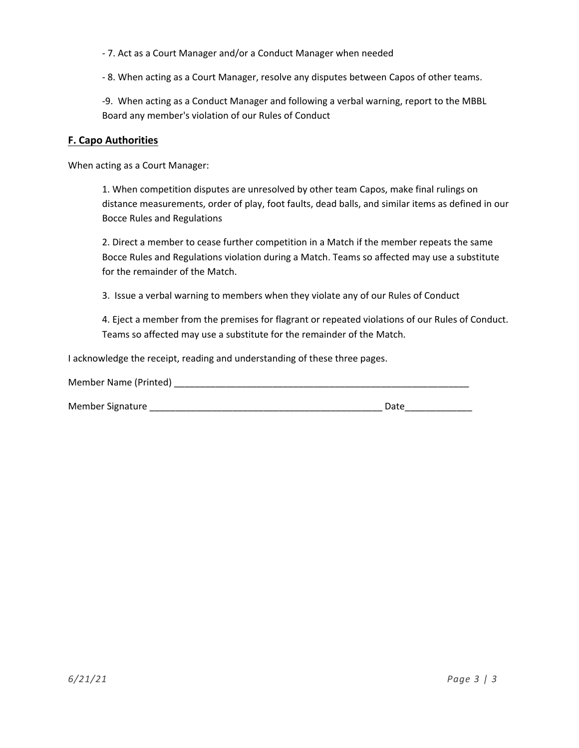- 7. Act as a Court Manager and/or a Conduct Manager when needed

- 8. When acting as a Court Manager, resolve any disputes between Capos of other teams.

-9. When acting as a Conduct Manager and following a verbal warning, report to the MBBL Board any member's violation of our Rules of Conduct

## F. Capo Authorities

When acting as a Court Manager:

1. When competition disputes are unresolved by other team Capos, make final rulings on distance measurements, order of play, foot faults, dead balls, and similar items as defined in our Bocce Rules and Regulations

2. Direct a member to cease further competition in a Match if the member repeats the same Bocce Rules and Regulations violation during a Match. Teams so affected may use a substitute for the remainder of the Match.

3. Issue a verbal warning to members when they violate any of our Rules of Conduct

4. Eject a member from the premises for flagrant or repeated violations of our Rules of Conduct. Teams so affected may use a substitute for the remainder of the Match.

I acknowledge the receipt, reading and understanding of these three pages.

Member Name (Printed) ____________________________________________________________

Member Signature ______________________________________________ Date_____________